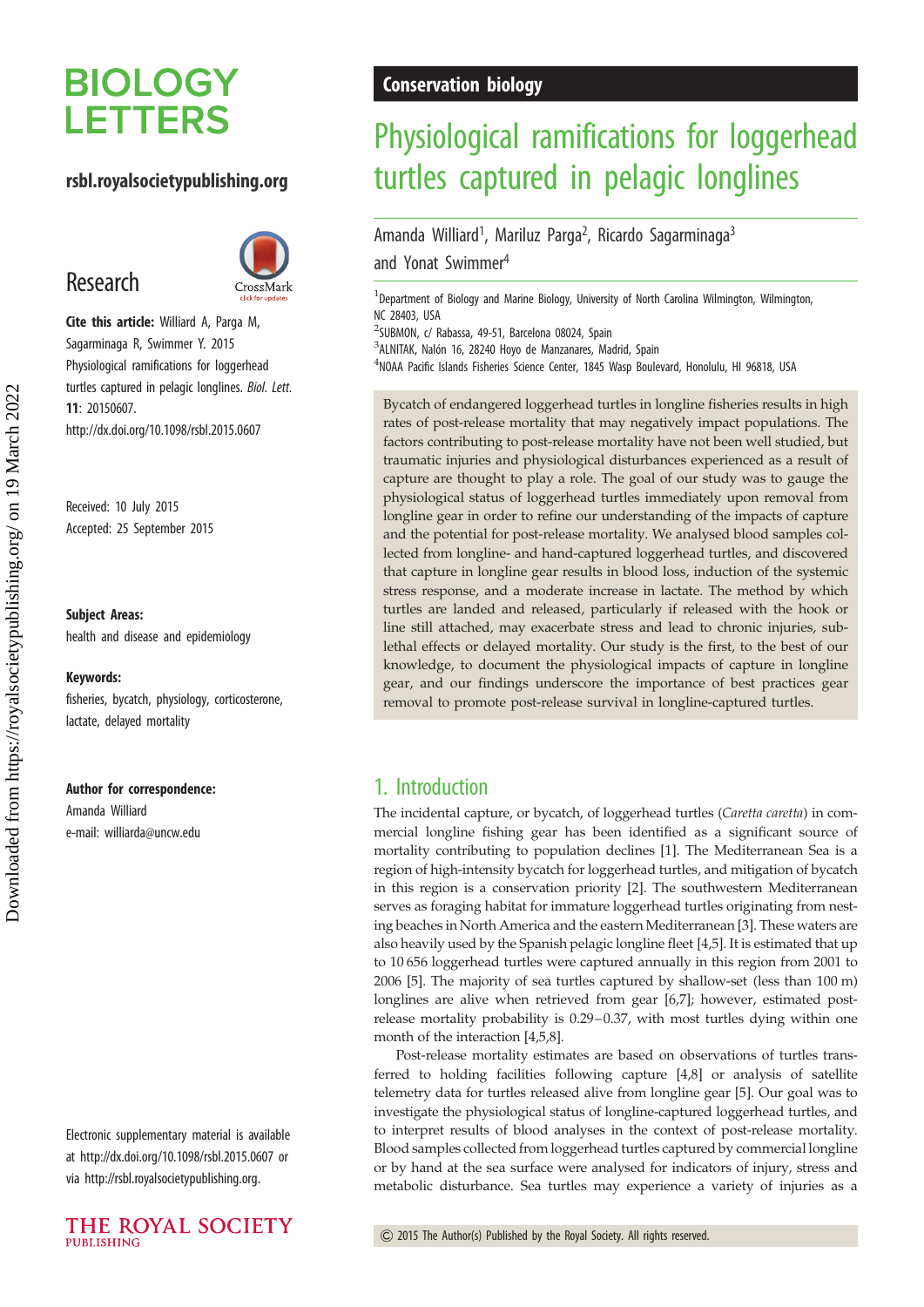# BIOLOGY LETTERS

rsbl.royalsocietypublishing.org

## Research

**Cite this article:** Williard A, Parga M, Sagarminaga R, Swimmer Y. 2015 Physiological ramifications for loggerhead turtles captured in pelagic longlines. *Biol. Lett.* **11**: 20150607. http://dx.doi.org/10.1098/rsbl.2015.0607

Received: 10 July 2015
Accepted: 25 September 2015

**Subject Areas:**
health and disease and epidemiology

**Keywords:**
fisheries, bycatch, physiology, corticosterone, lactate, delayed mortality

**Author for correspondence:**
Amanda Williard
e-mail: williarda@uncw.edu

Electronic supplementary material is available at http://dx.doi.org/10.1098/rsbl.2015.0607 or via http://rsbl.royalsocietypublishing.org.

Conservation biology

# Physiological ramifications for loggerhead turtles captured in pelagic longlines

Amanda Williard[1], Mariluz Parga[2], Ricardo Sagarminaga[3] and Yonat Swimmer[4]

[1]Department of Biology and Marine Biology, University of North Carolina Wilmington, Wilmington, NC 28403, USA
[2]SUBMON, c/ Rabassa, 49-51, Barcelona 08024, Spain
[3]ALNITAK, Nalón 16, 28240 Hoyo de Manzanares, Madrid, Spain
[4]NOAA Pacific Islands Fisheries Science Center, 1845 Wasp Boulevard, Honolulu, HI 96818, USA

Bycatch of endangered loggerhead turtles in longline fisheries results in high rates of post-release mortality that may negatively impact populations. The factors contributing to post-release mortality have not been well studied, but traumatic injuries and physiological disturbances experienced as a result of capture are thought to play a role. The goal of our study was to gauge the physiological status of loggerhead turtles immediately upon removal from longline gear in order to refine our understanding of the impacts of capture and the potential for post-release mortality. We analysed blood samples collected from longline- and hand-captured loggerhead turtles, and discovered that capture in longline gear results in blood loss, induction of the systemic stress response, and a moderate increase in lactate. The method by which turtles are landed and released, particularly if released with the hook or line still attached, may exacerbate stress and lead to chronic injuries, sublethal effects or delayed mortality. Our study is the first, to the best of our knowledge, to document the physiological impacts of capture in longline gear, and our findings underscore the importance of best practices gear removal to promote post-release survival in longline-captured turtles.

## 1. Introduction

The incidental capture, or bycatch, of loggerhead turtles (*Caretta caretta*) in commercial longline fishing gear has been identified as a significant source of mortality contributing to population declines [1]. The Mediterranean Sea is a region of high-intensity bycatch for loggerhead turtles, and mitigation of bycatch in this region is a conservation priority [2]. The southwestern Mediterranean serves as foraging habitat for immature loggerhead turtles originating from nesting beaches in North America and the eastern Mediterranean [3]. These waters are also heavily used by the Spanish pelagic longline fleet [4,5]. It is estimated that up to 10 656 loggerhead turtles were captured annually in this region from 2001 to 2006 [5]. The majority of sea turtles captured by shallow-set (less than 100 m) longlines are alive when retrieved from gear [6,7]; however, estimated post-release mortality probability is 0.29–0.37, with most turtles dying within one month of the interaction [4,5,8].

Post-release mortality estimates are based on observations of turtles transferred to holding facilities following capture [4,8] or analysis of satellite telemetry data for turtles released alive from longline gear [5]. Our goal was to investigate the physiological status of longline-captured loggerhead turtles, and to interpret results of blood analyses in the context of post-release mortality. Blood samples collected from loggerhead turtles captured by commercial longline or by hand at the sea surface were analysed for indicators of injury, stress and metabolic disturbance. Sea turtles may experience a variety of injuries as a

© 2015 The Author(s) Published by the Royal Society. All rights reserved.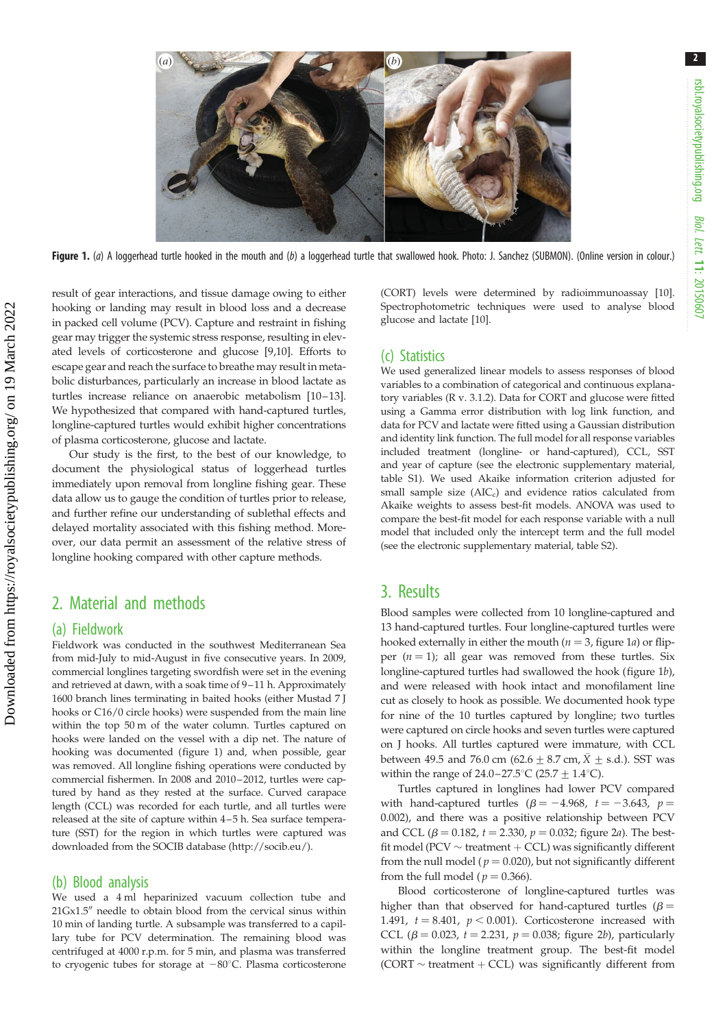**Figure 1.** (*a*) A loggerhead turtle hooked in the mouth and (*b*) a loggerhead turtle that swallowed hook. Photo: J. Sanchez (SUBMON). (Online version in colour.)

result of gear interactions, and tissue damage owing to either hooking or landing may result in blood loss and a decrease in packed cell volume (PCV). Capture and restraint in fishing gear may trigger the systemic stress response, resulting in elevated levels of corticosterone and glucose [9,10]. Efforts to escape gear and reach the surface to breathe may result in metabolic disturbances, particularly an increase in blood lactate as turtles increase reliance on anaerobic metabolism [10–13]. We hypothesized that compared with hand-captured turtles, longline-captured turtles would exhibit higher concentrations of plasma corticosterone, glucose and lactate.

Our study is the first, to the best of our knowledge, to document the physiological status of loggerhead turtles immediately upon removal from longline fishing gear. These data allow us to gauge the condition of turtles prior to release, and further refine our understanding of sublethal effects and delayed mortality associated with this fishing method. Moreover, our data permit an assessment of the relative stress of longline hooking compared with other capture methods.

## 2. Material and methods

### (a) Fieldwork

Fieldwork was conducted in the southwest Mediterranean Sea from mid-July to mid-August in five consecutive years. In 2009, commercial longlines targeting swordfish were set in the evening and retrieved at dawn, with a soak time of 9–11 h. Approximately 1600 branch lines terminating in baited hooks (either Mustad 7 J hooks or C16/0 circle hooks) were suspended from the main line within the top 50 m of the water column. Turtles captured on hooks were landed on the vessel with a dip net. The nature of hooking was documented (figure 1) and, when possible, gear was removed. All longline fishing operations were conducted by commercial fishermen. In 2008 and 2010–2012, turtles were captured by hand as they rested at the surface. Curved carapace length (CCL) was recorded for each turtle, and all turtles were released at the site of capture within 4–5 h. Sea surface temperature (SST) for the region in which turtles were captured was downloaded from the SOCIB database (http://socib.eu/).

### (b) Blood analysis

We used a 4 ml heparinized vacuum collection tube and 21Gx1.5″ needle to obtain blood from the cervical sinus within 10 min of landing turtle. A subsample was transferred to a capillary tube for PCV determination. The remaining blood was centrifuged at 4000 r.p.m. for 5 min, and plasma was transferred to cryogenic tubes for storage at −80°C. Plasma corticosterone (CORT) levels were determined by radioimmunoassay [10]. Spectrophotometric techniques were used to analyse blood glucose and lactate [10].

### (c) Statistics

We used generalized linear models to assess responses of blood variables to a combination of categorical and continuous explanatory variables (R v. 3.1.2). Data for CORT and glucose were fitted using a Gamma error distribution with log link function, and data for PCV and lactate were fitted using a Gaussian distribution and identity link function. The full model for all response variables included treatment (longline- or hand-captured), CCL, SST and year of capture (see the electronic supplementary material, table S1). We used Akaike information criterion adjusted for small sample size ($AIC_c$) and evidence ratios calculated from Akaike weights to assess best-fit models. ANOVA was used to compare the best-fit model for each response variable with a null model that included only the intercept term and the full model (see the electronic supplementary material, table S2).

## 3. Results

Blood samples were collected from 10 longline-captured and 13 hand-captured turtles. Four longline-captured turtles were hooked externally in either the mouth ($n = 3$, figure 1*a*) or flipper ($n = 1$); all gear was removed from these turtles. Six longline-captured turtles had swallowed the hook (figure 1*b*), and were released with hook intact and monofilament line cut as closely to hook as possible. We documented hook type for nine of the 10 turtles captured by longline; two turtles were captured on circle hooks and seven turtles were captured on J hooks. All turtles captured were immature, with CCL between 49.5 and 76.0 cm ($62.6 \pm 8.7$ cm, $\bar{X} \pm$ s.d.). SST was within the range of 24.0–27.5°C ($25.7 \pm 1.4$°C).

Turtles captured in longlines had lower PCV compared with hand-captured turtles ($\beta = -4.968$, $t = -3.643$, $p = 0.002$), and there was a positive relationship between PCV and CCL ($\beta = 0.182$, $t = 2.330$, $p = 0.032$; figure 2*a*). The best-fit model (PCV ∼ treatment + CCL) was significantly different from the null model ($p = 0.020$), but not significantly different from the full model ($p = 0.366$).

Blood corticosterone of longline-captured turtles was higher than that observed for hand-captured turtles ($\beta = 1.491$, $t = 8.401$, $p < 0.001$). Corticosterone increased with CCL ($\beta = 0.023$, $t = 2.231$, $p = 0.038$; figure 2*b*), particularly within the longline treatment group. The best-fit model (CORT ∼ treatment + CCL) was significantly different from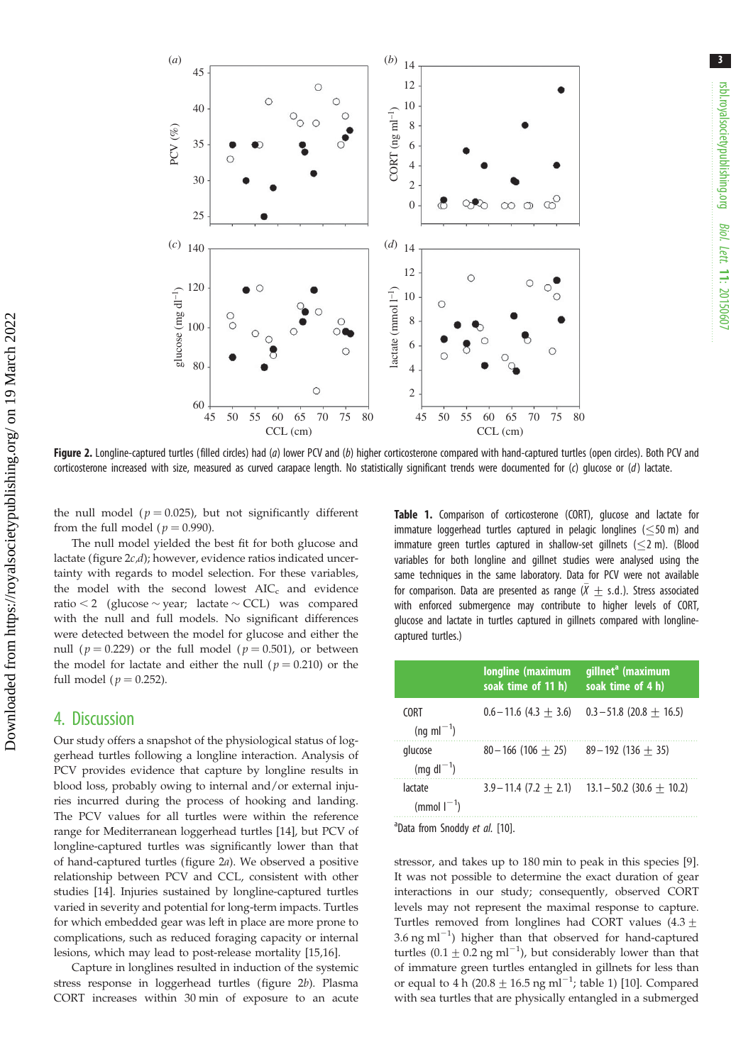**Figure 2.** Longline-captured turtles (filled circles) had (*a*) lower PCV and (*b*) higher corticosterone compared with hand-captured turtles (open circles). Both PCV and corticosterone increased with size, measured as curved carapace length. No statistically significant trends were documented for (*c*) glucose or (*d*) lactate.

the null model ($p = 0.025$), but not significantly different from the full model ($p = 0.990$).

The null model yielded the best fit for both glucose and lactate (figure 2*c*,*d*); however, evidence ratios indicated uncertainty with regards to model selection. For these variables, the model with the second lowest $AIC_c$ and evidence ratio < 2 (glucose ~ year; lactate ~ CCL) was compared with the null and full models. No significant differences were detected between the model for glucose and either the null ($p = 0.229$) or the full model ($p = 0.501$), or between the model for lactate and either the null ($p = 0.210$) or the full model ($p = 0.252$).

## 4. Discussion

Our study offers a snapshot of the physiological status of loggerhead turtles following a longline interaction. Analysis of PCV provides evidence that capture by longline results in blood loss, probably owing to internal and/or external injuries incurred during the process of hooking and landing. The PCV values for all turtles were within the reference range for Mediterranean loggerhead turtles [14], but PCV of longline-captured turtles was significantly lower than that of hand-captured turtles (figure 2*a*). We observed a positive relationship between PCV and CCL, consistent with other studies [14]. Injuries sustained by longline-captured turtles varied in severity and potential for long-term impacts. Turtles for which embedded gear was left in place are more prone to complications, such as reduced foraging capacity or internal lesions, which may lead to post-release mortality [15,16].

Capture in longlines resulted in induction of the systemic stress response in loggerhead turtles (figure 2*b*). Plasma CORT increases within 30 min of exposure to an acute stressor, and takes up to 180 min to peak in this species [9]. It was not possible to determine the exact duration of gear interactions in our study; consequently, observed CORT levels may not represent the maximal response to capture. Turtles removed from longlines had CORT values ($4.3 \pm 3.6$ ng ml$^{-1}$) higher than that observed for hand-captured turtles ($0.1 \pm 0.2$ ng ml$^{-1}$), but considerably lower than that of immature green turtles entangled in gillnets for less than or equal to 4 h ($20.8 \pm 16.5$ ng ml$^{-1}$; table 1) [10]. Compared with sea turtles that are physically entangled in a submerged

**Table 1.** Comparison of corticosterone (CORT), glucose and lactate for immature loggerhead turtles captured in pelagic longlines (≤50 m) and immature green turtles captured in shallow-set gillnets (≤2 m). (Blood variables for both longline and gillnet studies were analysed using the same techniques in the same laboratory. Data for PCV were not available for comparison. Data are presented as range ($\bar{X} \pm$ s.d.). Stress associated with enforced submergence may contribute to higher levels of CORT, glucose and lactate in turtles captured in gillnets compared with longline-captured turtles.)

| | longline (maximum soak time of 11 h) | gillnet[a] (maximum soak time of 4 h) |
|---|---|---|
| CORT (ng ml$^{-1}$) | 0.6–11.6 ($4.3 \pm 3.6$) | 0.3–51.8 ($20.8 \pm 16.5$) |
| glucose (mg dl$^{-1}$) | 80–166 ($106 \pm 25$) | 89–192 ($136 \pm 35$) |
| lactate (mmol l$^{-1}$) | 3.9–11.4 ($7.2 \pm 2.1$) | 13.1–50.2 ($30.6 \pm 10.2$) |

[a]Data from Snoddy *et al.* [10].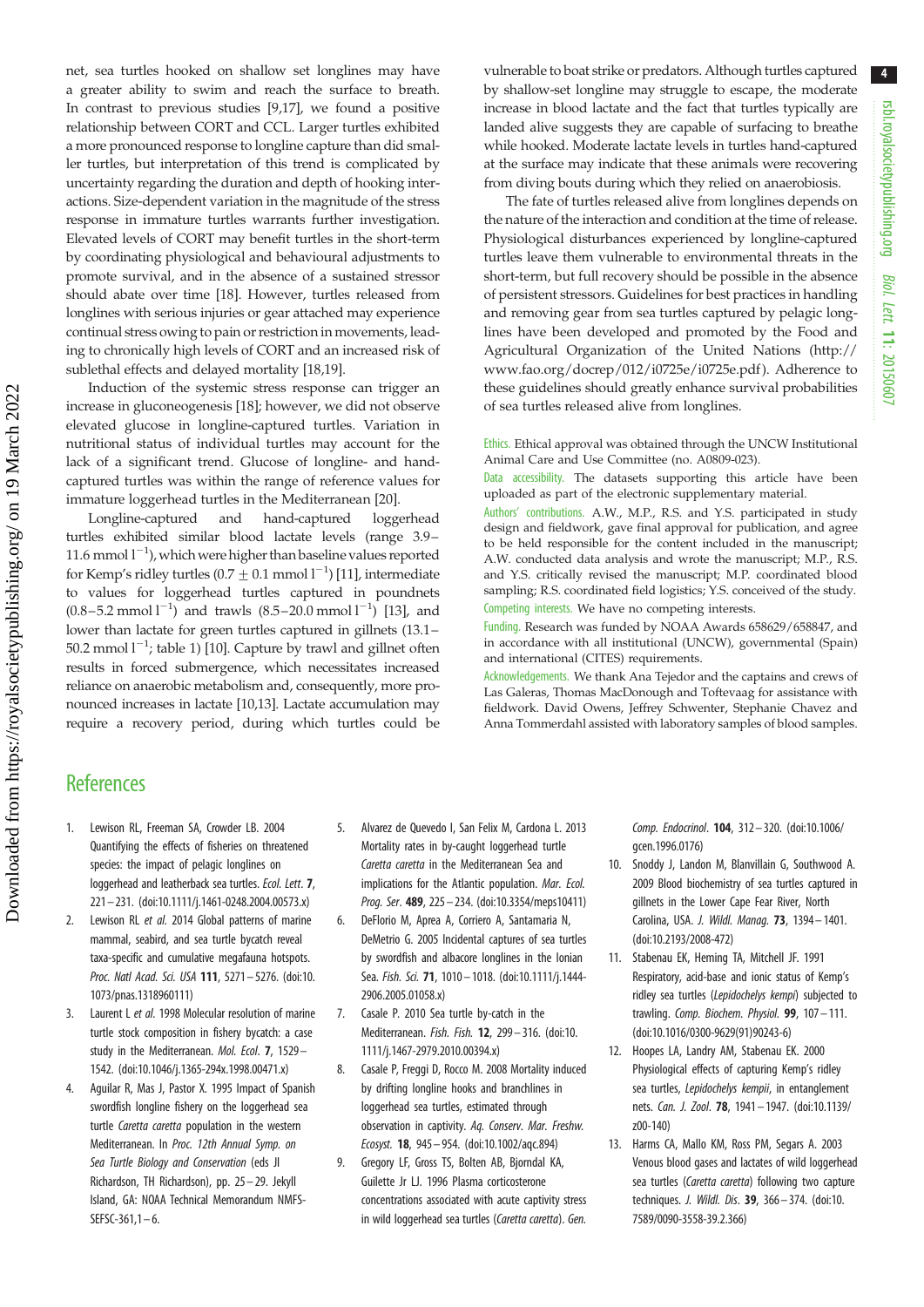net, sea turtles hooked on shallow set longlines may have a greater ability to swim and reach the surface to breath. In contrast to previous studies [9,17], we found a positive relationship between CORT and CCL. Larger turtles exhibited a more pronounced response to longline capture than did smaller turtles, but interpretation of this trend is complicated by uncertainty regarding the duration and depth of hooking interactions. Size-dependent variation in the magnitude of the stress response in immature turtles warrants further investigation. Elevated levels of CORT may benefit turtles in the short-term by coordinating physiological and behavioural adjustments to promote survival, and in the absence of a sustained stressor should abate over time [18]. However, turtles released from longlines with serious injuries or gear attached may experience continual stress owing to pain or restriction in movements, leading to chronically high levels of CORT and an increased risk of sublethal effects and delayed mortality [18,19].

Induction of the systemic stress response can trigger an increase in gluconeogenesis [18]; however, we did not observe elevated glucose in longline-captured turtles. Variation in nutritional status of individual turtles may account for the lack of a significant trend. Glucose of longline- and hand-captured turtles was within the range of reference values for immature loggerhead turtles in the Mediterranean [20].

Longline-captured and hand-captured loggerhead turtles exhibited similar blood lactate levels (range 3.9–11.6 mmol $l^{-1}$), which were higher than baseline values reported for Kemp's ridley turtles ($0.7 \pm 0.1$ mmol $l^{-1}$) [11], intermediate to values for loggerhead turtles captured in poundnets (0.8–5.2 mmol $l^{-1}$) and trawls (8.5–20.0 mmol $l^{-1}$) [13], and lower than lactate for green turtles captured in gillnets (13.1–50.2 mmol $l^{-1}$; table 1) [10]. Capture by trawl and gillnet often results in forced submergence, which necessitates increased reliance on anaerobic metabolism and, consequently, more pronounced increases in lactate [10,13]. Lactate accumulation may require a recovery period, during which turtles could be vulnerable to boat strike or predators. Although turtles captured by shallow-set longline may struggle to escape, the moderate increase in blood lactate and the fact that turtles typically are landed alive suggests they are capable of surfacing to breathe while hooked. Moderate lactate levels in turtles hand-captured at the surface may indicate that these animals were recovering from diving bouts during which they relied on anaerobiosis.

The fate of turtles released alive from longlines depends on the nature of the interaction and condition at the time of release. Physiological disturbances experienced by longline-captured turtles leave them vulnerable to environmental threats in the short-term, but full recovery should be possible in the absence of persistent stressors. Guidelines for best practices in handling and removing gear from sea turtles captured by pelagic longlines have been developed and promoted by the Food and Agricultural Organization of the United Nations (http://www.fao.org/docrep/012/i0725e/i0725e.pdf). Adherence to these guidelines should greatly enhance survival probabilities of sea turtles released alive from longlines.

Ethics. Ethical approval was obtained through the UNCW Institutional Animal Care and Use Committee (no. A0809-023).

Data accessibility. The datasets supporting this article have been uploaded as part of the electronic supplementary material.

Authors' contributions. A.W., M.P., R.S. and Y.S. participated in study design and fieldwork, gave final approval for publication, and agree to be held responsible for the content included in the manuscript; A.W. conducted data analysis and wrote the manuscript; M.P., R.S. and Y.S. critically revised the manuscript; M.P. coordinated blood sampling; R.S. coordinated field logistics; Y.S. conceived of the study.

Competing interests. We have no competing interests.

Funding. Research was funded by NOAA Awards 658629/658847, and in accordance with all institutional (UNCW), governmental (Spain) and international (CITES) requirements.

Acknowledgements. We thank Ana Tejedor and the captains and crews of Las Galeras, Thomas MacDonough and Toftevaag for assistance with fieldwork. David Owens, Jeffrey Schwenter, Stephanie Chavez and Anna Tommerdahl assisted with laboratory samples of blood samples.

## References

1. Lewison RL, Freeman SA, Crowder LB. 2004 Quantifying the effects of fisheries on threatened species: the impact of pelagic longlines on loggerhead and leatherback sea turtles. *Ecol. Lett.* **7**, 221–231. (doi:10.1111/j.1461-0248.2004.00573.x)
2. Lewison RL *et al.* 2014 Global patterns of marine mammal, seabird, and sea turtle bycatch reveal taxa-specific and cumulative megafauna hotspots. *Proc. Natl Acad. Sci. USA* **111**, 5271–5276. (doi:10.1073/pnas.1318960111)
3. Laurent L *et al.* 1998 Molecular resolution of marine turtle stock composition in fishery bycatch: a case study in the Mediterranean. *Mol. Ecol.* **7**, 1529–1542. (doi:10.1046/j.1365-294x.1998.00471.x)
4. Aguilar R, Mas J, Pastor X. 1995 Impact of Spanish swordfish longline fishery on the loggerhead sea turtle *Caretta caretta* population in the western Mediterranean. In *Proc. 12th Annual Symp. on Sea Turtle Biology and Conservation* (eds JI Richardson, TH Richardson), pp. 25–29. Jekyll Island, GA: NOAA Technical Memorandum NMFS-SEFSC-361,1–6.
5. Alvarez de Quevedo I, San Felix M, Cardona L. 2013 Mortality rates in by-caught loggerhead turtle *Caretta caretta* in the Mediterranean Sea and implications for the Atlantic population. *Mar. Ecol. Prog. Ser.* **489**, 225–234. (doi:10.3354/meps10411)
6. DeFlorio M, Aprea A, Corriero A, Santamaria N, DeMetrio G. 2005 Incidental captures of sea turtles by swordfish and albacore longlines in the Ionian Sea. *Fish. Sci.* **71**, 1010–1018. (doi:10.1111/j.1444-2906.2005.01058.x)
7. Casale P. 2010 Sea turtle by-catch in the Mediterranean. *Fish. Fish.* **12**, 299–316. (doi:10.1111/j.1467-2979.2010.00394.x)
8. Casale P, Freggi D, Rocco M. 2008 Mortality induced by drifting longline hooks and branchlines in loggerhead sea turtles, estimated through observation in captivity. *Aq. Conserv. Mar. Freshw. Ecosyst.* **18**, 945–954. (doi:10.1002/aqc.894)
9. Gregory LF, Gross TS, Bolten AB, Bjorndal KA, Guilette Jr LJ. 1996 Plasma corticosterone concentrations associated with acute captivity stress in wild loggerhead sea turtles (*Caretta caretta*). *Gen. Comp. Endocrinol.* **104**, 312–320. (doi:10.1006/gcen.1996.0176)
10. Snoddy J, Landon M, Blanvillain G, Southwood A. 2009 Blood biochemistry of sea turtles captured in gillnets in the Lower Cape Fear River, North Carolina, USA. *J. Wildl. Manag.* **73**, 1394–1401. (doi:10.2193/2008-472)
11. Stabenau EK, Heming TA, Mitchell JF. 1991 Respiratory, acid-base and ionic status of Kemp's ridley sea turtles (*Lepidochelys kempi*) subjected to trawling. *Comp. Biochem. Physiol.* **99**, 107–111. (doi:10.1016/0300-9629(91)90243-6)
12. Hoopes LA, Landry AM, Stabenau EK. 2000 Physiological effects of capturing Kemp's ridley sea turtles, *Lepidochelys kempii*, in entanglement nets. *Can. J. Zool.* **78**, 1941–1947. (doi:10.1139/z00-140)
13. Harms CA, Mallo KM, Ross PM, Segars A. 2003 Venous blood gases and lactates of wild loggerhead sea turtles (*Caretta caretta*) following two capture techniques. *J. Wildl. Dis.* **39**, 366–374. (doi:10.7589/0090-3558-39.2.366)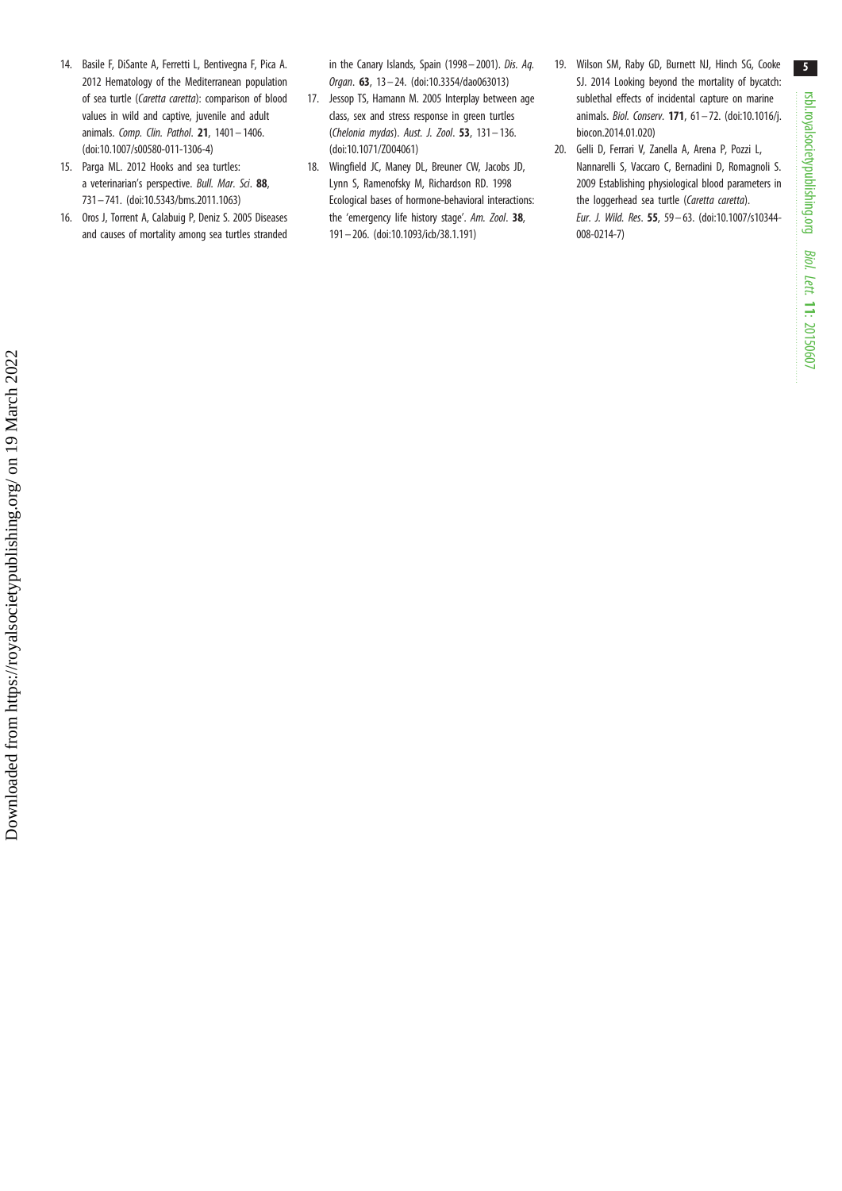14. Basile F, DiSante A, Ferretti L, Bentivegna F, Pica A. 2012 Hematology of the Mediterranean population of sea turtle (*Caretta caretta*): comparison of blood values in wild and captive, juvenile and adult animals. *Comp. Clin. Pathol.* **21**, 1401–1406. (doi:10.1007/s00580-011-1306-4)
15. Parga ML. 2012 Hooks and sea turtles: a veterinarian's perspective. *Bull. Mar. Sci*. **88**, 731–741. (doi:10.5343/bms.2011.1063)
16. Oros J, Torrent A, Calabuig P, Deniz S. 2005 Diseases and causes of mortality among sea turtles stranded in the Canary Islands, Spain (1998–2001). *Dis. Aq. Organ*. **63**, 13–24. (doi:10.3354/dao063013)
17. Jessop TS, Hamann M. 2005 Interplay between age class, sex and stress response in green turtles (*Chelonia mydas*). *Aust. J. Zool*. **53**, 131–136. (doi:10.1071/ZO04061)
18. Wingfield JC, Maney DL, Breuner CW, Jacobs JD, Lynn S, Ramenofsky M, Richardson RD. 1998 Ecological bases of hormone-behavioral interactions: the 'emergency life history stage'. *Am. Zool*. **38**, 191–206. (doi:10.1093/icb/38.1.191)
19. Wilson SM, Raby GD, Burnett NJ, Hinch SG, Cooke SJ. 2014 Looking beyond the mortality of bycatch: sublethal effects of incidental capture on marine animals. *Biol. Conserv.* **171**, 61–72. (doi:10.1016/j.biocon.2014.01.020)
20. Gelli D, Ferrari V, Zanella A, Arena P, Pozzi L, Nannarelli S, Vaccaro C, Bernadini D, Romagnoli S. 2009 Establishing physiological blood parameters in the loggerhead sea turtle (*Caretta caretta*). *Eur. J. Wild. Res*. **55**, 59–63. (doi:10.1007/s10344-008-0214-7)